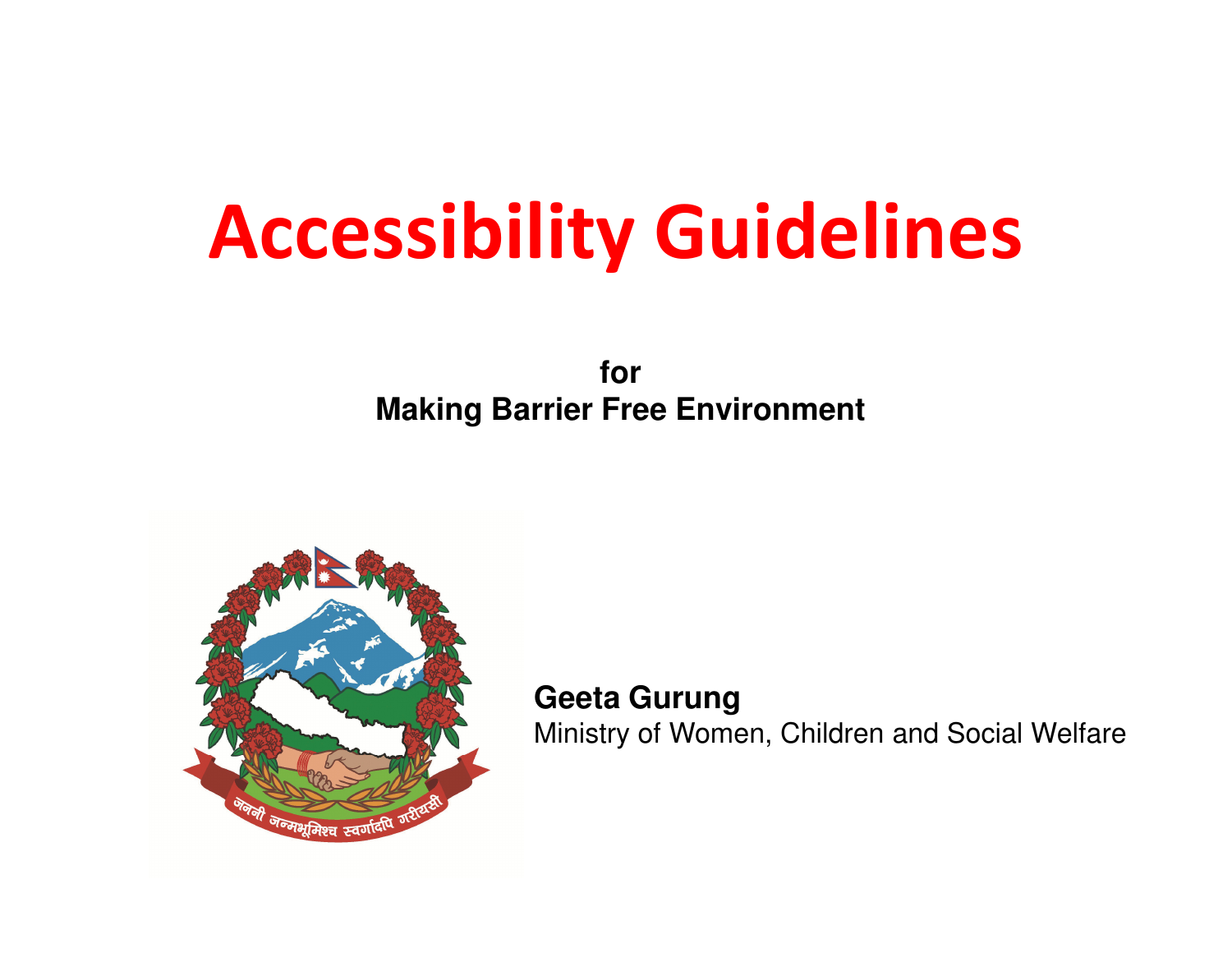# Accessibility Guidelines

**for**
**Making Barrier Free Environment**

**Geeta Gurung**
Ministry of Women, Children and Social Welfare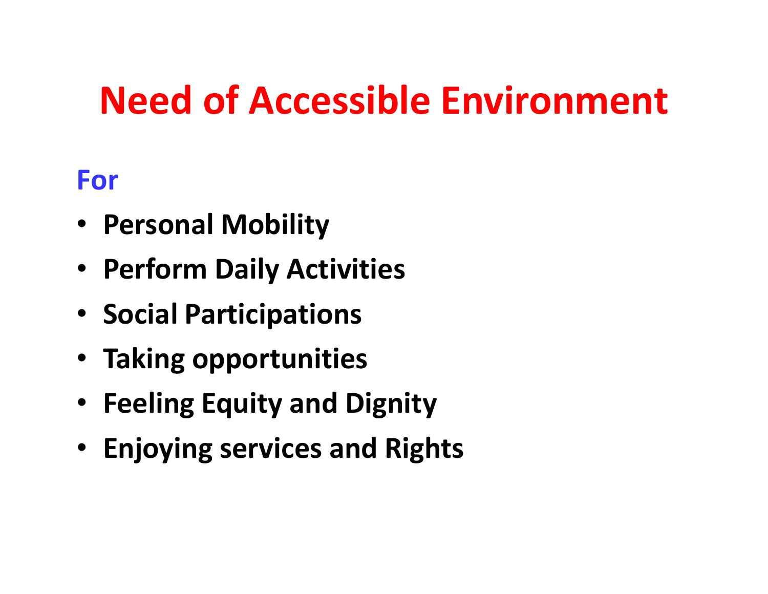# Need of Accessible Environment

**For**

- **Personal Mobility**
- **Perform Daily Activities**
- **Social Participations**
- **Taking opportunities**
- **Feeling Equity and Dignity**
- **Enjoying services and Rights**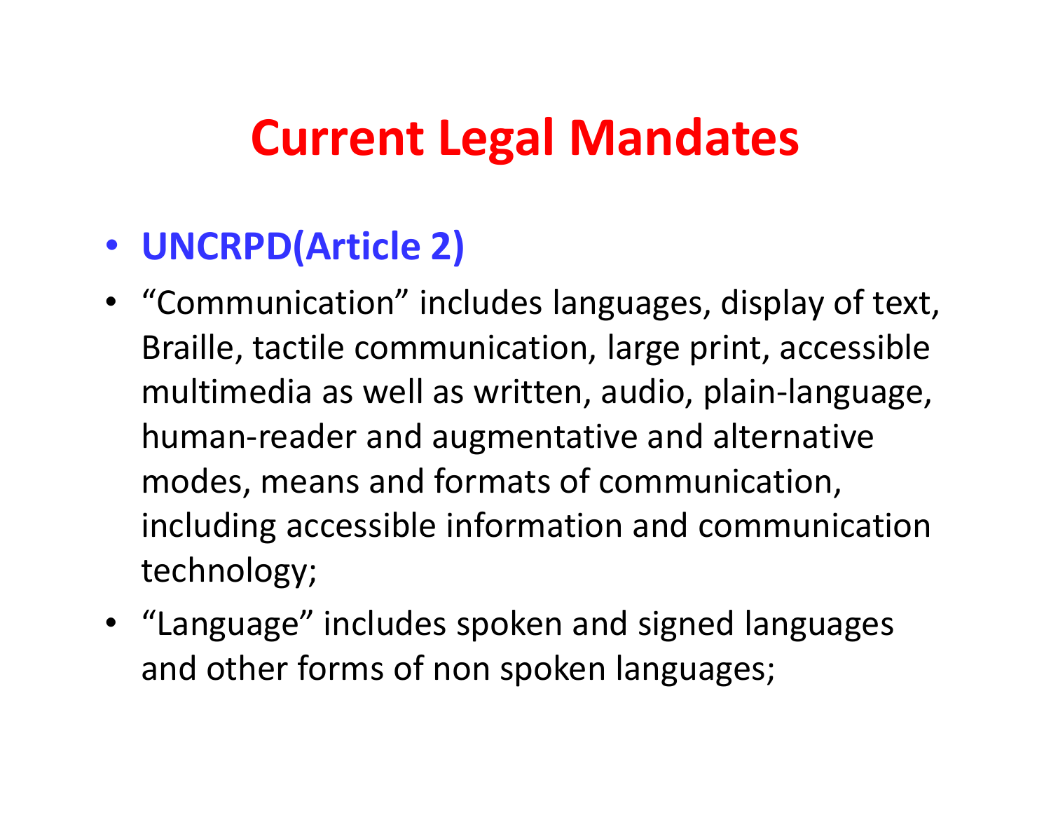# Current Legal Mandates

- **UNCRPD(Article 2)**
- “Communication” includes languages, display of text, Braille, tactile communication, large print, accessible multimedia as well as written, audio, plain-language, human-reader and augmentative and alternative modes, means and formats of communication, including accessible information and communication technology;
- “Language” includes spoken and signed languages and other forms of non spoken languages;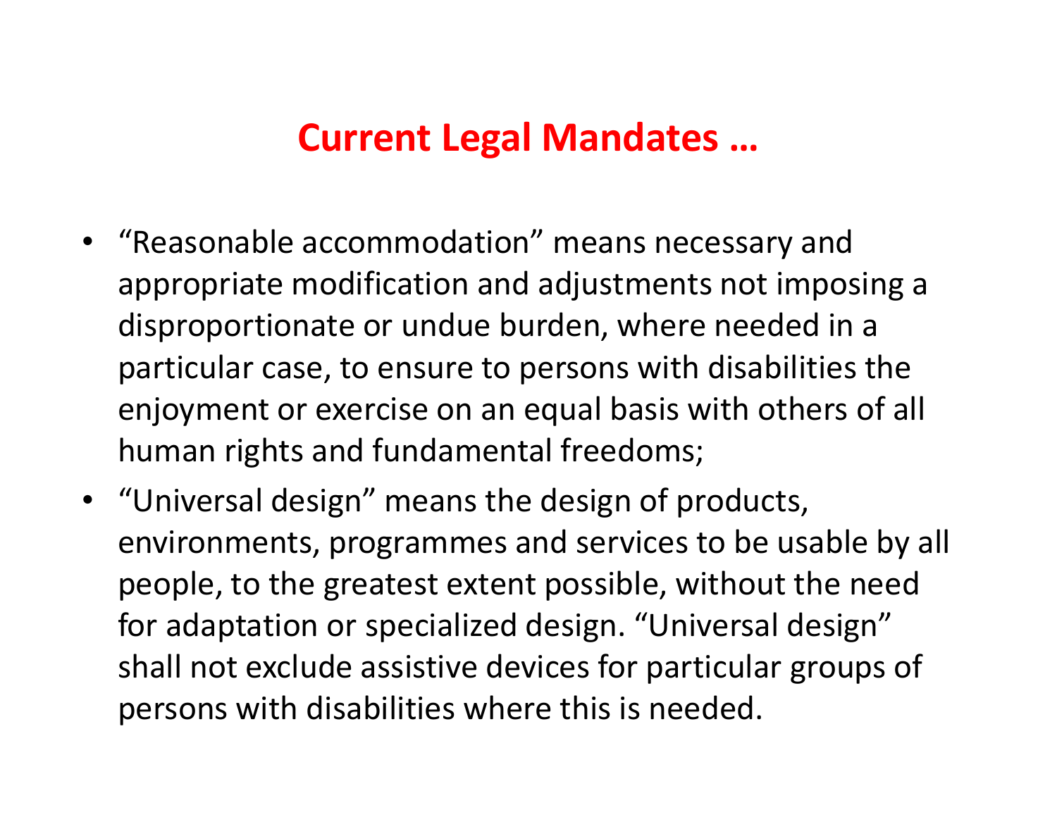# Current Legal Mandates …

- "Reasonable accommodation" means necessary and appropriate modification and adjustments not imposing a disproportionate or undue burden, where needed in a particular case, to ensure to persons with disabilities the enjoyment or exercise on an equal basis with others of all human rights and fundamental freedoms;
- "Universal design" means the design of products, environments, programmes and services to be usable by all people, to the greatest extent possible, without the need for adaptation or specialized design. "Universal design" shall not exclude assistive devices for particular groups of persons with disabilities where this is needed.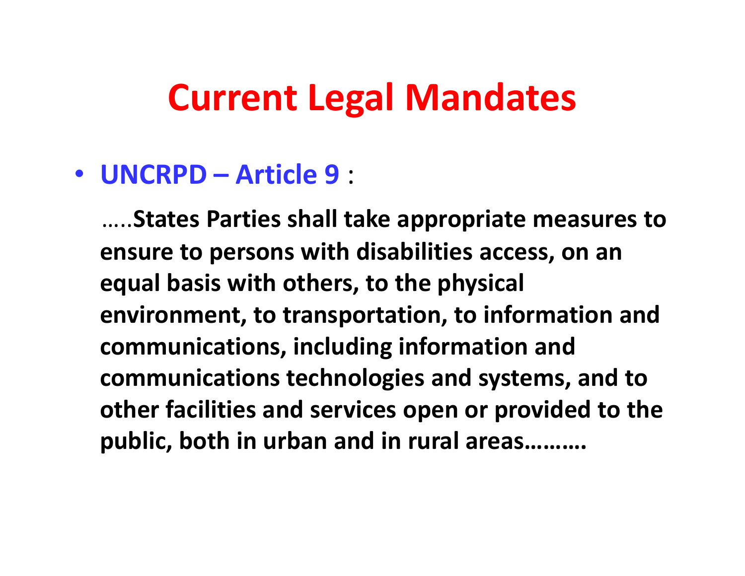# Current Legal Mandates

- **UNCRPD – Article 9** :

  …..**States Parties shall take appropriate measures to ensure to persons with disabilities access, on an equal basis with others, to the physical environment, to transportation, to information and communications, including information and communications technologies and systems, and to other facilities and services open or provided to the public, both in urban and in rural areas………**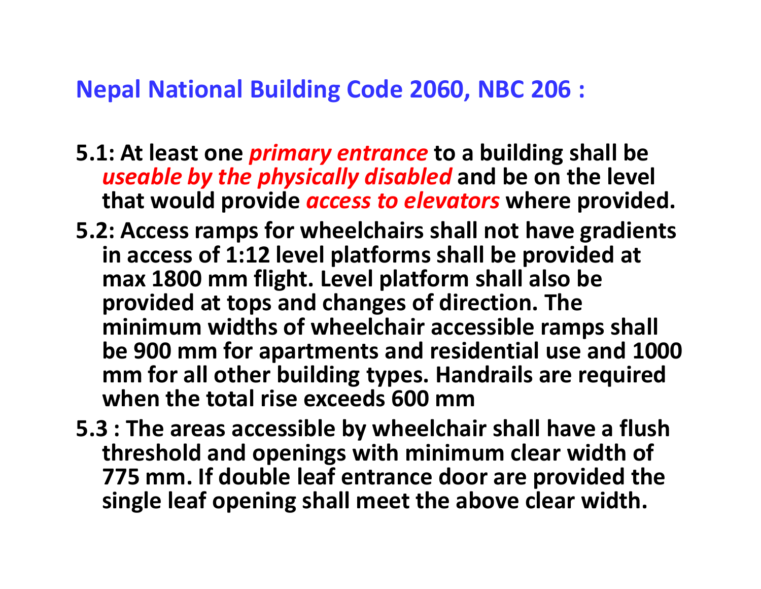## Nepal National Building Code 2060, NBC 206 :

**5.1: At least one *primary entrance* to a building shall be *useable by the physically disabled* and be on the level that would provide *access to elevators* where provided.**

**5.2: Access ramps for wheelchairs shall not have gradients in access of 1:12 level platforms shall be provided at max 1800 mm flight. Level platform shall also be provided at tops and changes of direction. The minimum widths of wheelchair accessible ramps shall be 900 mm for apartments and residential use and 1000 mm for all other building types. Handrails are required when the total rise exceeds 600 mm**

**5.3 : The areas accessible by wheelchair shall have a flush threshold and openings with minimum clear width of 775 mm. If double leaf entrance door are provided the single leaf opening shall meet the above clear width.**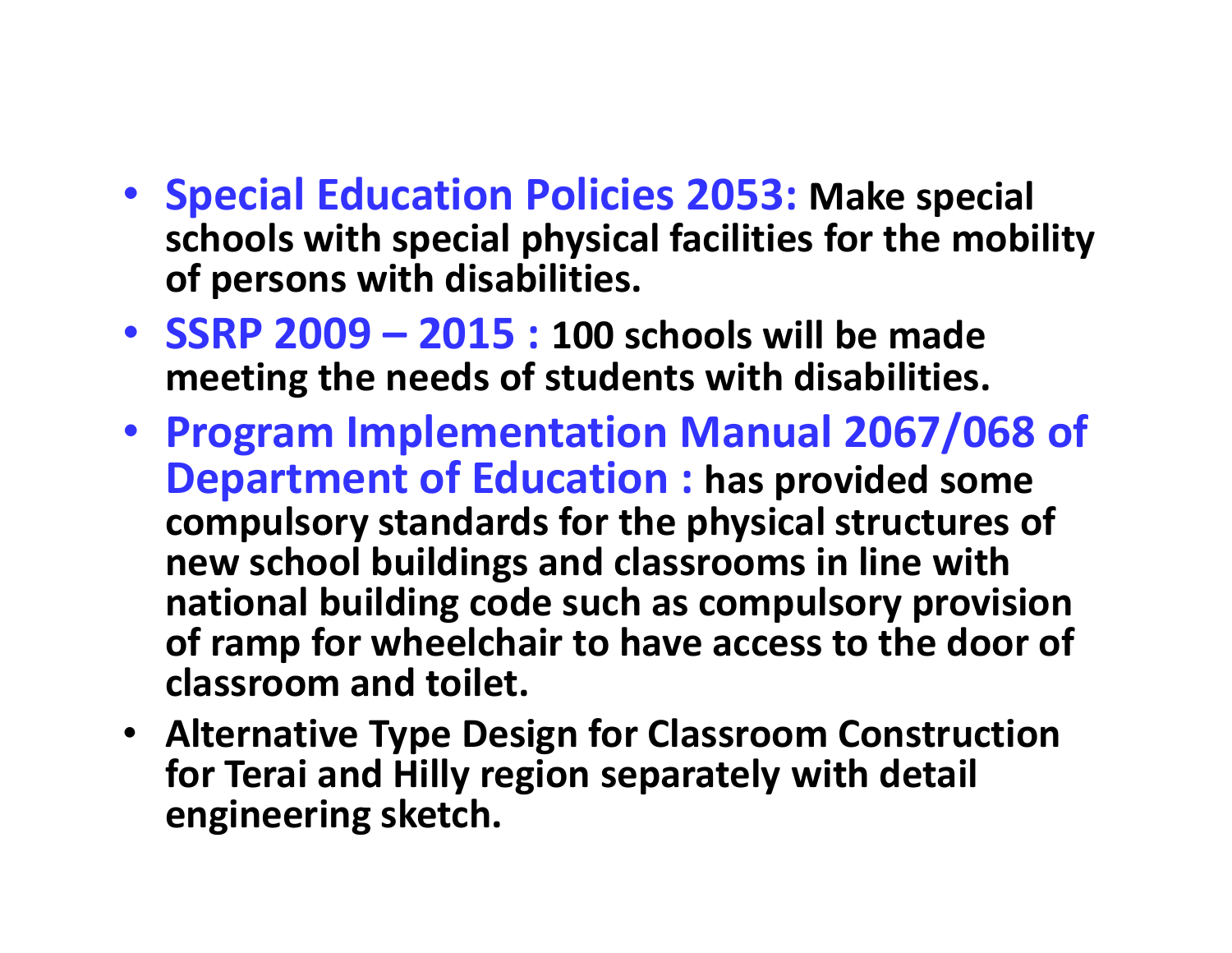- **Special Education Policies 2053:** Make special schools with special physical facilities for the mobility of persons with disabilities.
- **SSRP 2009 – 2015 :** 100 schools will be made meeting the needs of students with disabilities.
- **Program Implementation Manual 2067/068 of Department of Education :** has provided some compulsory standards for the physical structures of new school buildings and classrooms in line with national building code such as compulsory provision of ramp for wheelchair to have access to the door of classroom and toilet.
- Alternative Type Design for Classroom Construction for Terai and Hilly region separately with detail engineering sketch.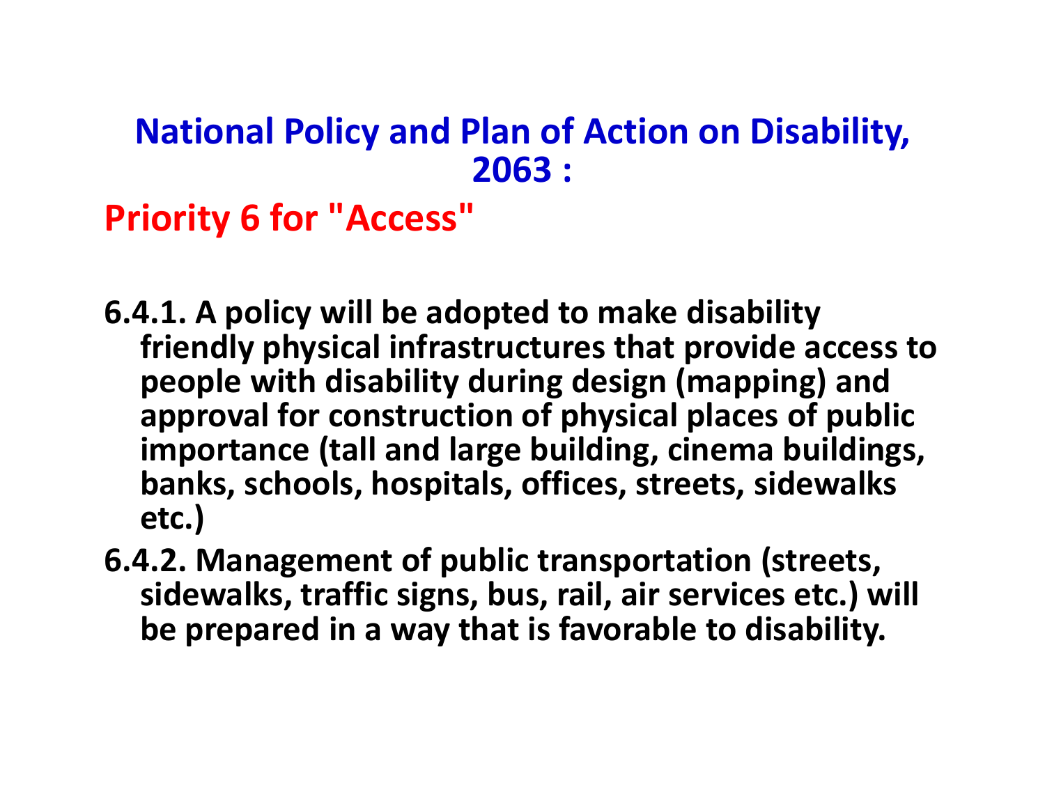## National Policy and Plan of Action on Disability, 2063 :

### Priority 6 for "Access"

**6.4.1. A policy will be adopted to make disability friendly physical infrastructures that provide access to people with disability during design (mapping) and approval for construction of physical places of public importance (tall and large building, cinema buildings, banks, schools, hospitals, offices, streets, sidewalks etc.)**

**6.4.2. Management of public transportation (streets, sidewalks, traffic signs, bus, rail, air services etc.) will be prepared in a way that is favorable to disability.**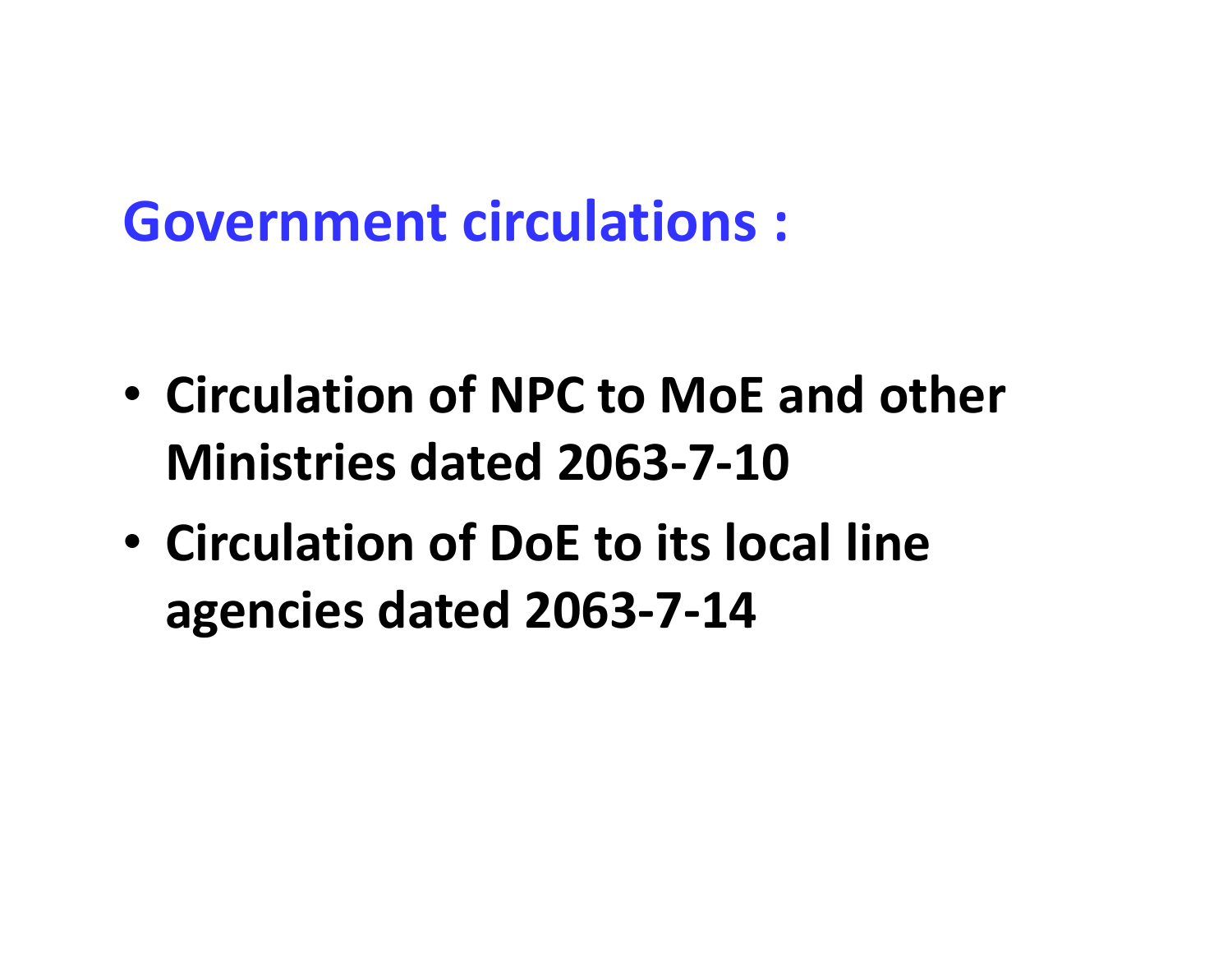## Government circulations :

- **Circulation of NPC to MoE and other Ministries dated 2063-7-10**
- **Circulation of DoE to its local line agencies dated 2063-7-14**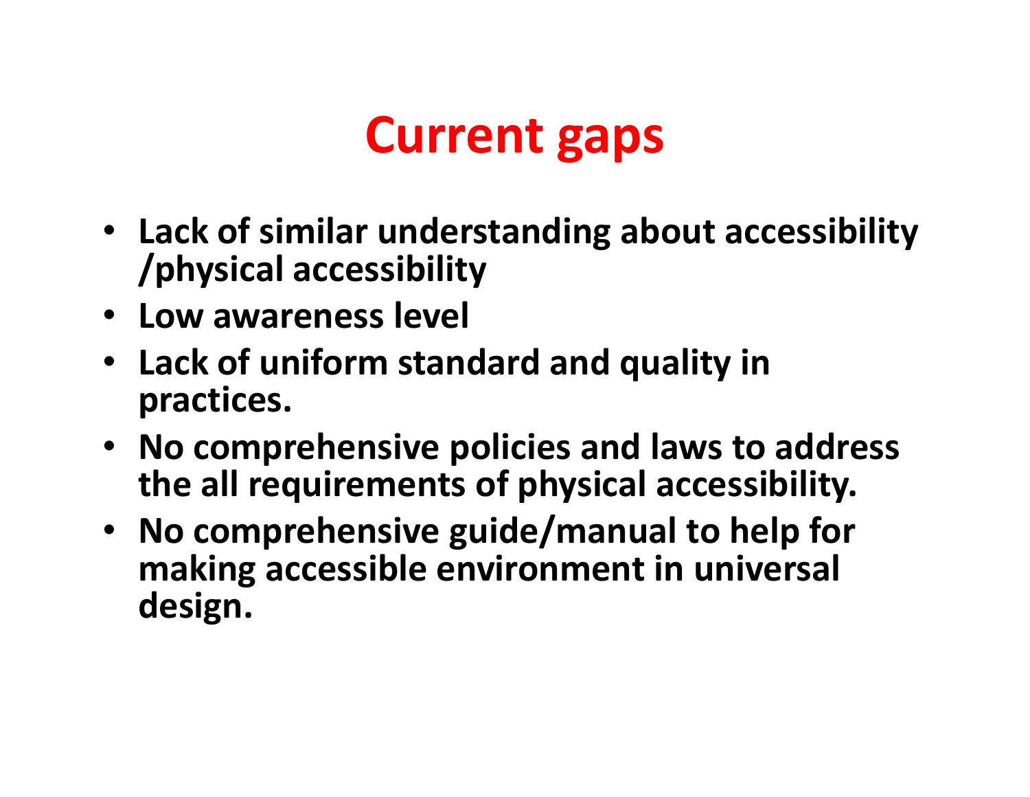# Current gaps

- **Lack of similar understanding about accessibility /physical accessibility**
- **Low awareness level**
- **Lack of uniform standard and quality in practices.**
- **No comprehensive policies and laws to address the all requirements of physical accessibility.**
- **No comprehensive guide/manual to help for making accessible environment in universal design.**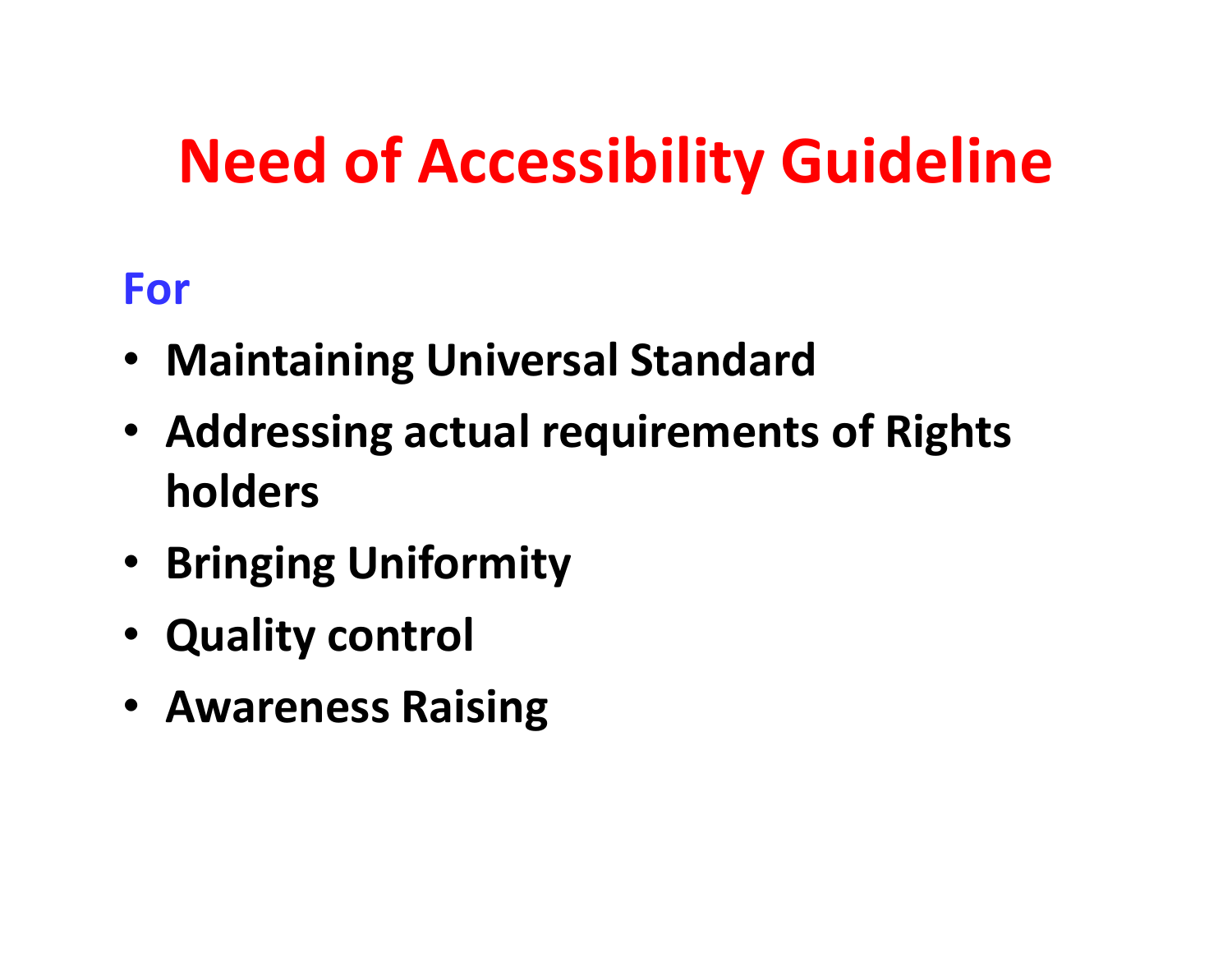# Need of Accessibility Guideline

**For**

- **Maintaining Universal Standard**
- **Addressing actual requirements of Rights holders**
- **Bringing Uniformity**
- **Quality control**
- **Awareness Raising**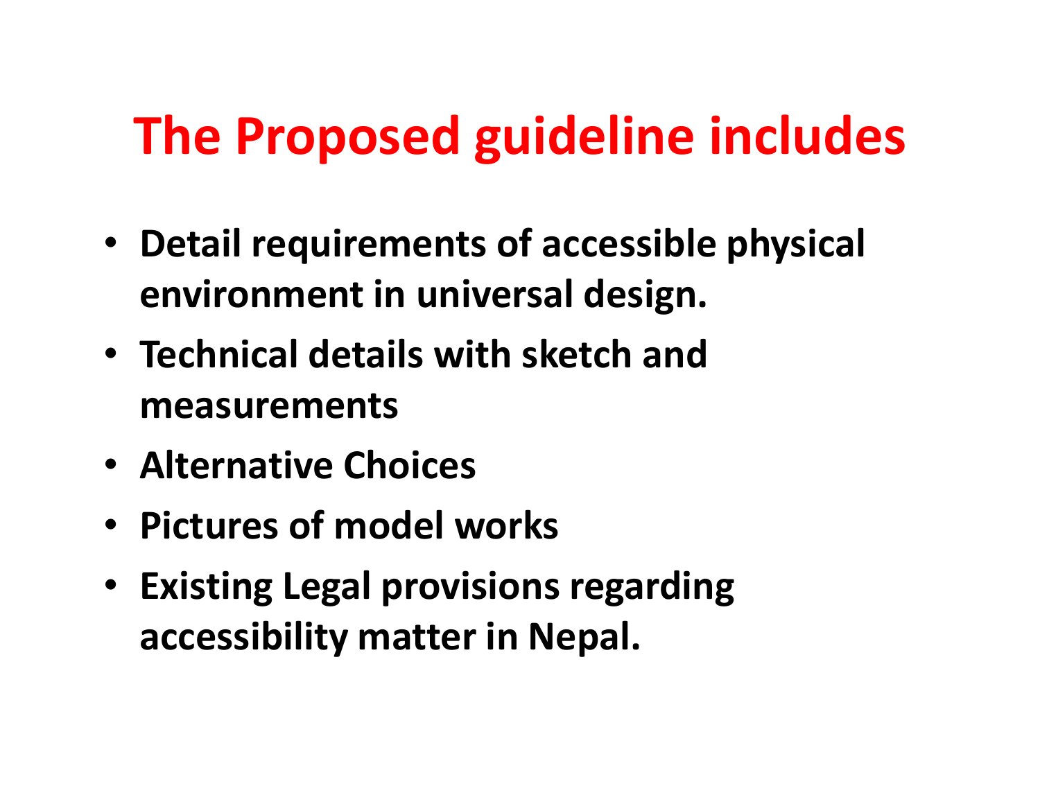# The Proposed guideline includes

- **Detail requirements of accessible physical environment in universal design.**
- **Technical details with sketch and measurements**
- **Alternative Choices**
- **Pictures of model works**
- **Existing Legal provisions regarding accessibility matter in Nepal.**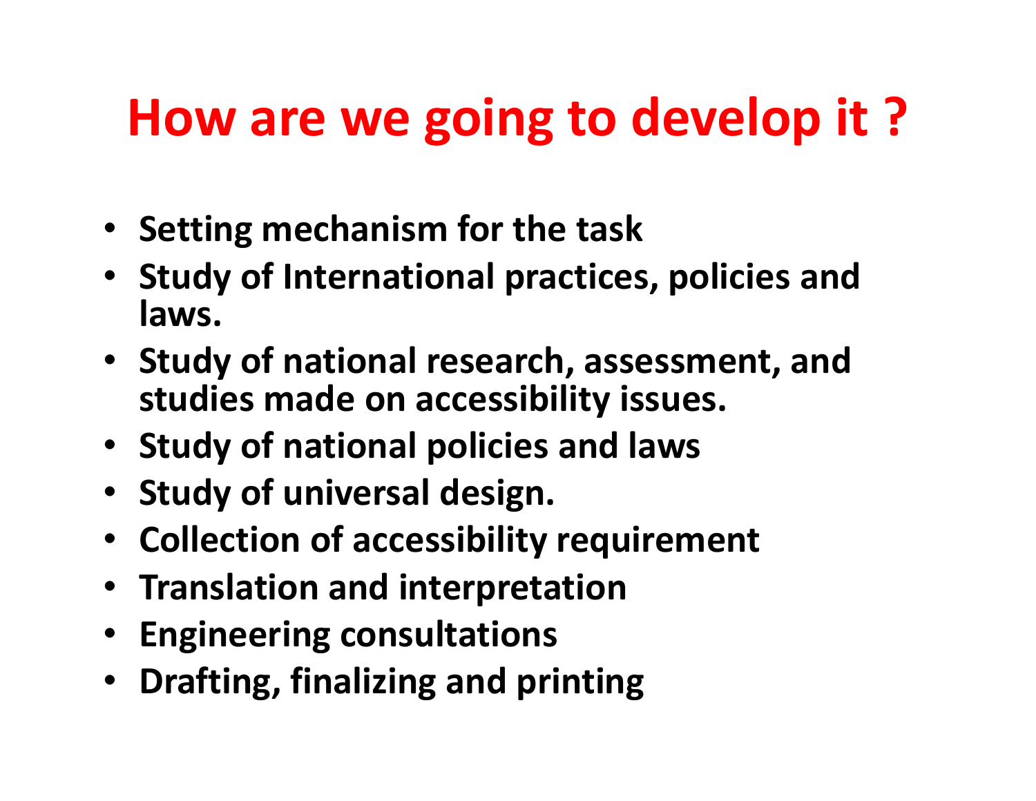# How are we going to develop it ?

- Setting mechanism for the task
- Study of International practices, policies and laws.
- Study of national research, assessment, and studies made on accessibility issues.
- Study of national policies and laws
- Study of universal design.
- Collection of accessibility requirement
- Translation and interpretation
- Engineering consultations
- Drafting, finalizing and printing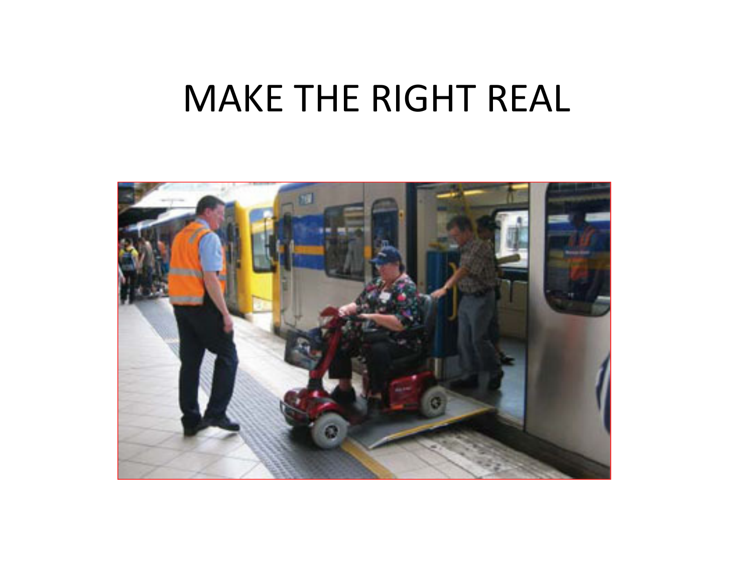# MAKE THE RIGHT REAL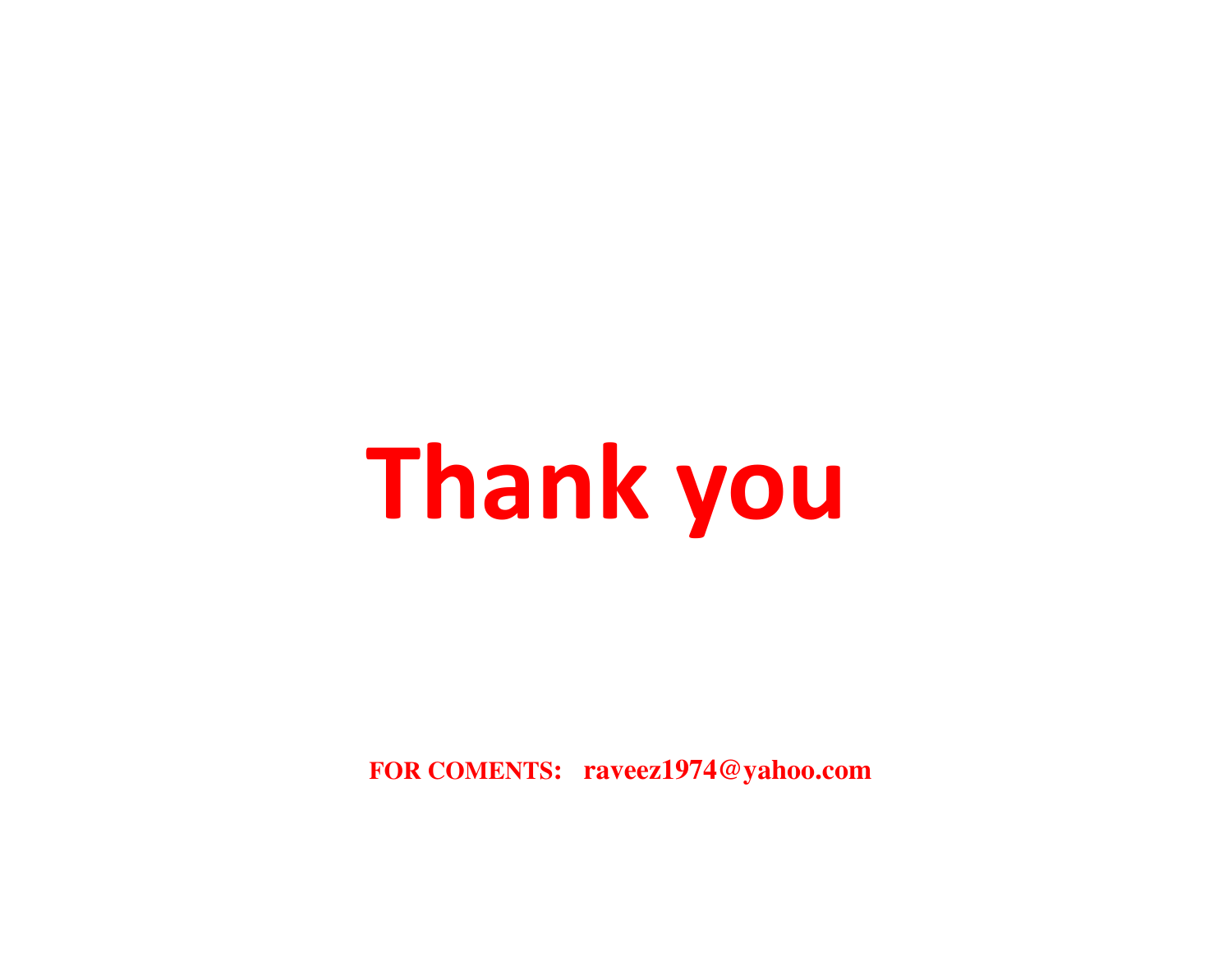# Thank you

**FOR COMENTS: raveez1974@yahoo.com**